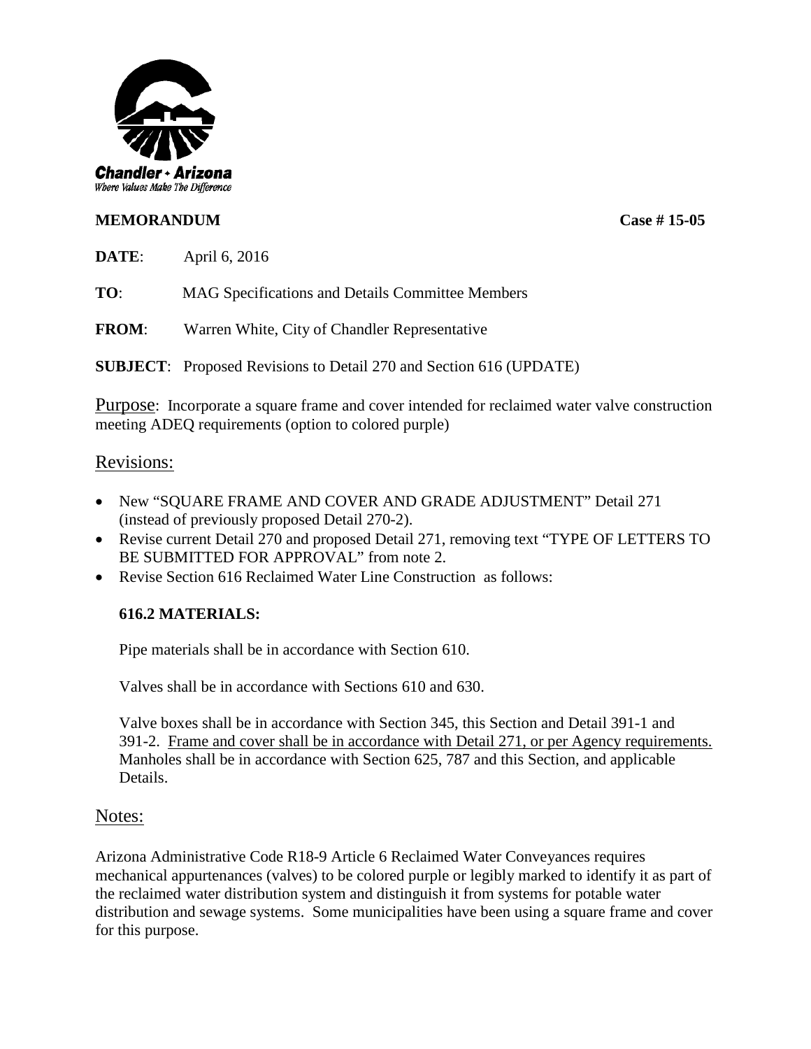Chandler • Arizona
*Where Values Make The Difference*

**MEMORANDUM** **Case # 15-05**

**DATE**: April 6, 2016

**TO**: MAG Specifications and Details Committee Members

**FROM**: Warren White, City of Chandler Representative

**SUBJECT**: Proposed Revisions to Detail 270 and Section 616 (UPDATE)

Purpose: Incorporate a square frame and cover intended for reclaimed water valve construction meeting ADEQ requirements (option to colored purple)

## Revisions:

- New "SQUARE FRAME AND COVER AND GRADE ADJUSTMENT" Detail 271 (instead of previously proposed Detail 270-2).
- Revise current Detail 270 and proposed Detail 271, removing text "TYPE OF LETTERS TO BE SUBMITTED FOR APPROVAL" from note 2.
- Revise Section 616 Reclaimed Water Line Construction as follows:

  **616.2 MATERIALS:**

  Pipe materials shall be in accordance with Section 610.

  Valves shall be in accordance with Sections 610 and 630.

  Valve boxes shall be in accordance with Section 345, this Section and Detail 391-1 and 391-2. Frame and cover shall be in accordance with Detail 271, or per Agency requirements. Manholes shall be in accordance with Section 625, 787 and this Section, and applicable Details.

## Notes:

Arizona Administrative Code R18-9 Article 6 Reclaimed Water Conveyances requires mechanical appurtenances (valves) to be colored purple or legibly marked to identify it as part of the reclaimed water distribution system and distinguish it from systems for potable water distribution and sewage systems. Some municipalities have been using a square frame and cover for this purpose.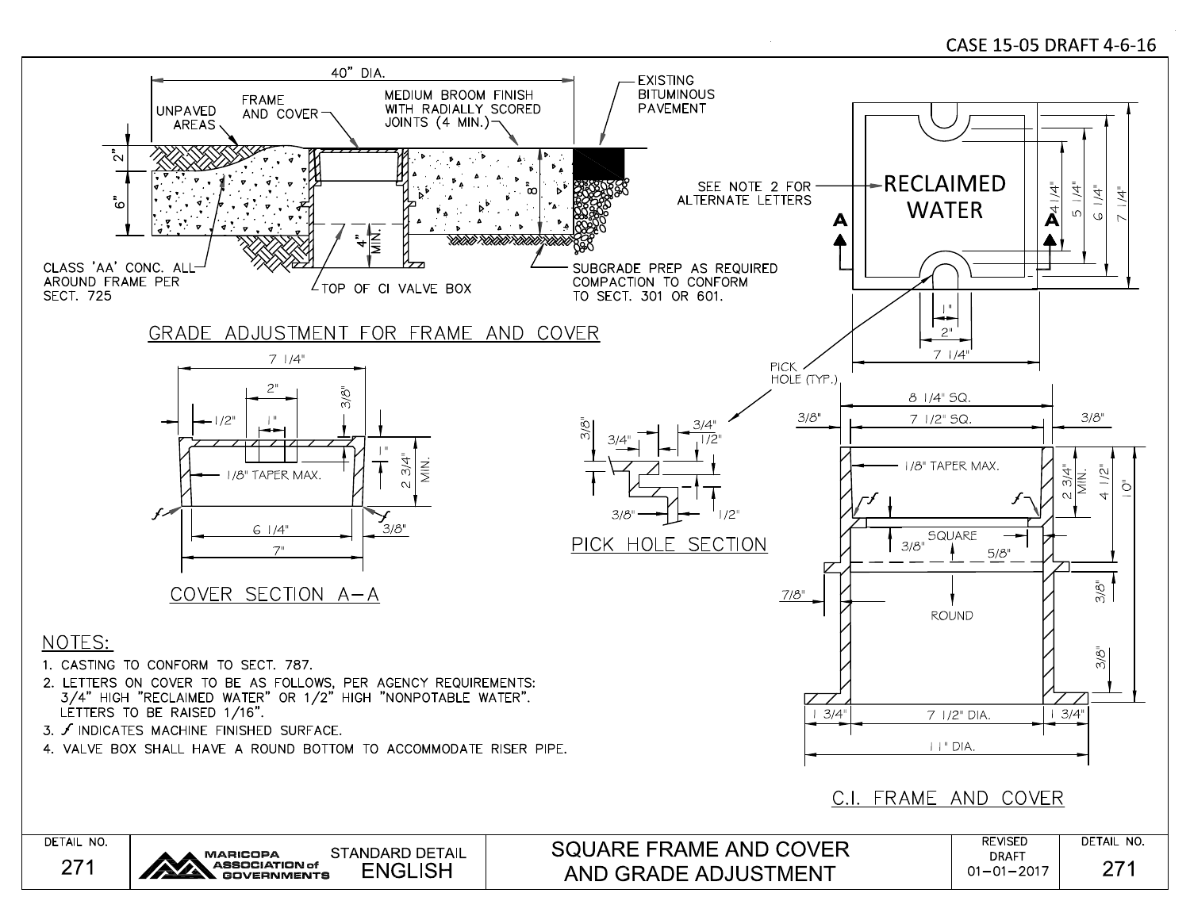CASE 15-05 DRAFT 4-6-16

## GRADE ADJUSTMENT FOR FRAME AND COVER

40" DIA.

UNPAVED AREAS

FRAME AND COVER

MEDIUM BROOM FINISH WITH RADIALLY SCORED JOINTS (4 MIN.)

EXISTING BITUMINOUS PAVEMENT

2"

6"

8"

4" MIN.

CLASS 'AA' CONC. ALL AROUND FRAME PER SECT. 725

TOP OF CI VALVE BOX

SUBGRADE PREP AS REQUIRED COMPACTION TO CONFORM TO SECT. 301 OR 601.

SEE NOTE 2 FOR ALTERNATE LETTERS

RECLAIMED WATER

A

A

4 1/4"

5 1/4"

6 1/4"

7 1/4"

1"

2"

7 1/4"

PICK HOLE (TYP.)

## COVER SECTION A–A

7 1/4"

2"

1/2"

1"

3/8"

1"

2 3/4" MIN.

1/8" TAPER MAX.

6 1/4"

3/8"

7"

## PICK HOLE SECTION

3/8"

3/4"

3/4"

1/2"

3/8"

1/2"

## C.I. FRAME AND COVER

8 1/4" SQ.

3/8"

7 1/2" SQ.

3/8"

1/8" TAPER MAX.

2 3/4" MIN.

4 1/2"

10"

SQUARE

3/8"

5/8"

7/8"

ROUND

3/8"

3/8"

1 3/4"

7 1/2" DIA.

1 3/4"

11" DIA.

## NOTES:

1. CASTING TO CONFORM TO SECT. 787.
2. LETTERS ON COVER TO BE AS FOLLOWS, PER AGENCY REQUIREMENTS: 3/4" HIGH "RECLAIMED WATER" OR 1/2" HIGH "NONPOTABLE WATER". LETTERS TO BE RAISED 1/16".
3. ∫ INDICATES MACHINE FINISHED SURFACE.
4. VALVE BOX SHALL HAVE A ROUND BOTTOM TO ACCOMMODATE RISER PIPE.

| DETAIL NO. | | | REVISED | DETAIL NO. |
|---|---|---|---|---|
| 271 | MARICOPA ASSOCIATION of GOVERNMENTS — STANDARD DETAIL ENGLISH | SQUARE FRAME AND COVER AND GRADE ADJUSTMENT | DRAFT 01–01–2017 | 271 |